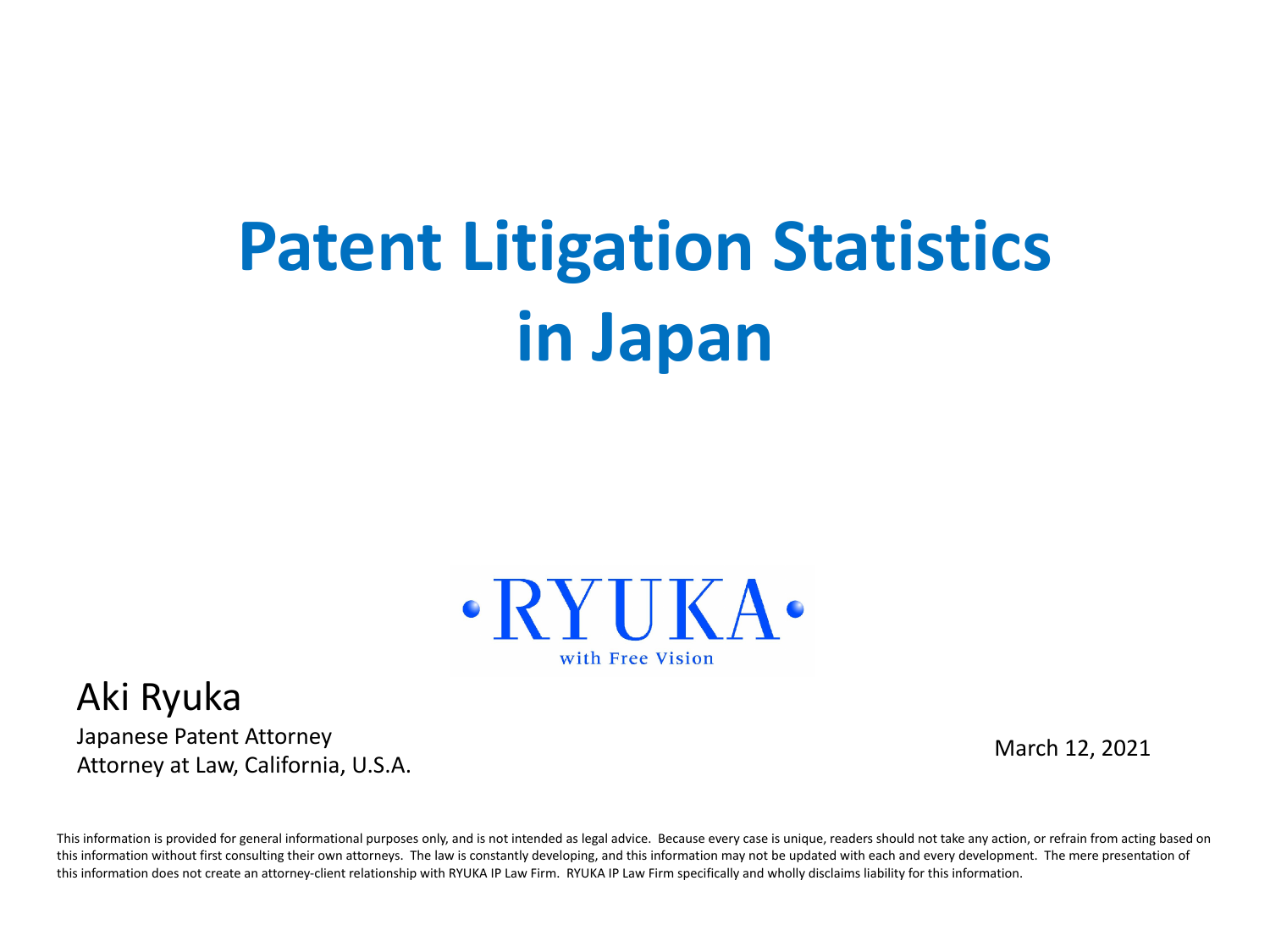# Patent Litigation Statistics in Japan

·RYUKA·

with Free Vision

Aki Ryuka

Japanese Patent Attorney
Attorney at Law, California, U.S.A.

March 12, 2021

This information is provided for general informational purposes only, and is not intended as legal advice. Because every case is unique, readers should not take any action, or refrain from acting based on this information without first consulting their own attorneys. The law is constantly developing, and this information may not be updated with each and every development. The mere presentation of this information does not create an attorney-client relationship with RYUKA IP Law Firm. RYUKA IP Law Firm specifically and wholly disclaims liability for this information.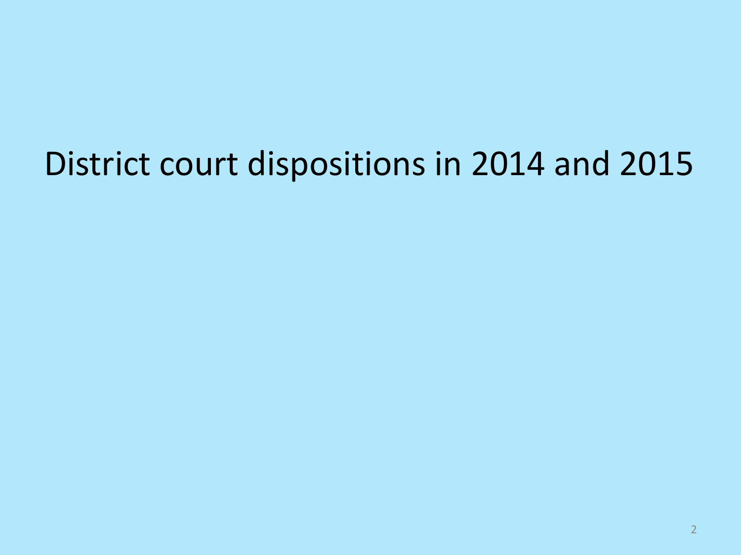# District court dispositions in 2014 and 2015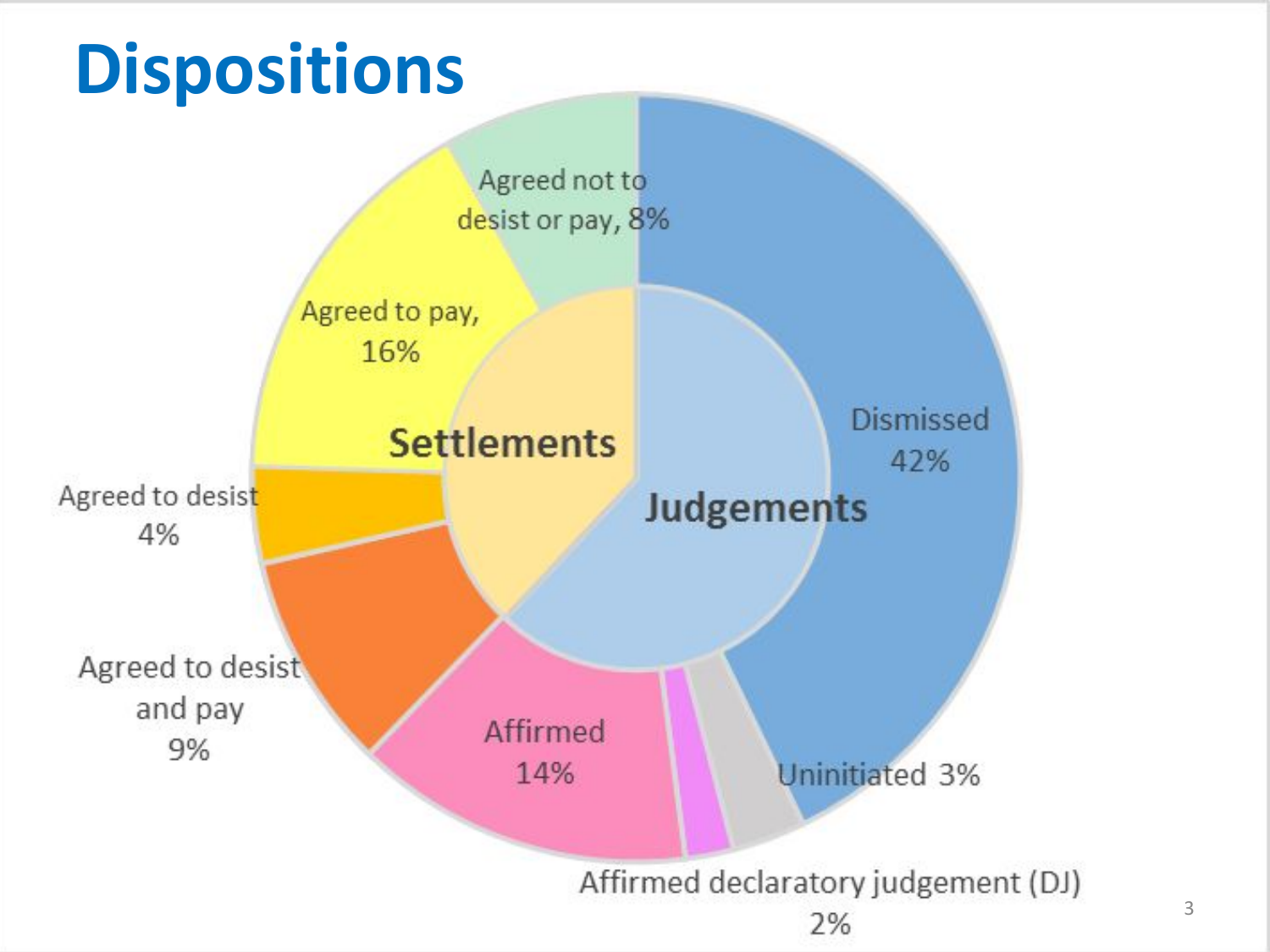# Dispositions

Settlements

- Agreed not to desist or pay, 8%
- Agreed to pay, 16%
- Agreed to desist 4%
- Agreed to desist and pay 9%

Judgements

- Dismissed 42%
- Uninitiated 3%
- Affirmed declaratory judgement (DJ) 2%
- Affirmed 14%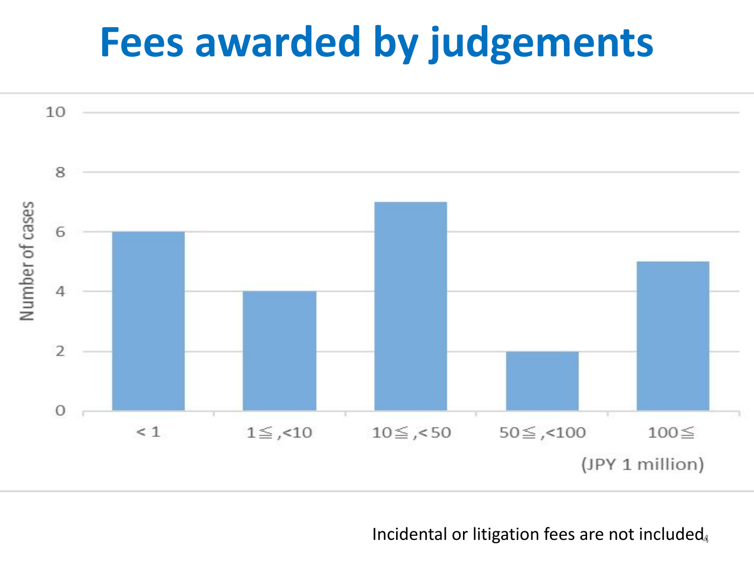# Fees awarded by judgements

| Fees (JPY 1 million) | Number of cases |
| --- | --- |
| < 1 | 6 |
| 1≦ ,<10 | 4 |
| 10≦ ,< 50 | 7 |
| 50≦ ,<100 | 2 |
| 100≦ | 5 |

Incidental or litigation fees are not included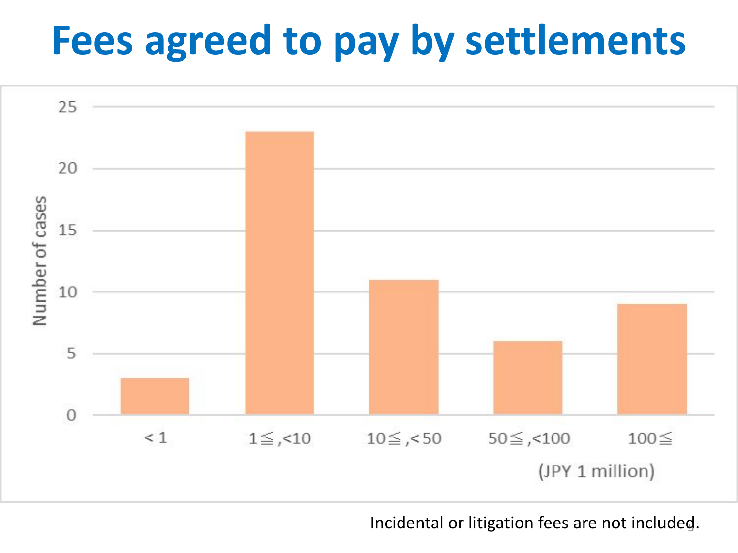# Fees agreed to pay by settlements

| Fee (JPY 1 million) | Number of cases |
|---|---|
| < 1 | 3 |
| 1≦,<10 | 23 |
| 10≦,<50 | 11 |
| 50≦,<100 | 6 |
| 100≦ | 9 |

Incidental or litigation fees are not included.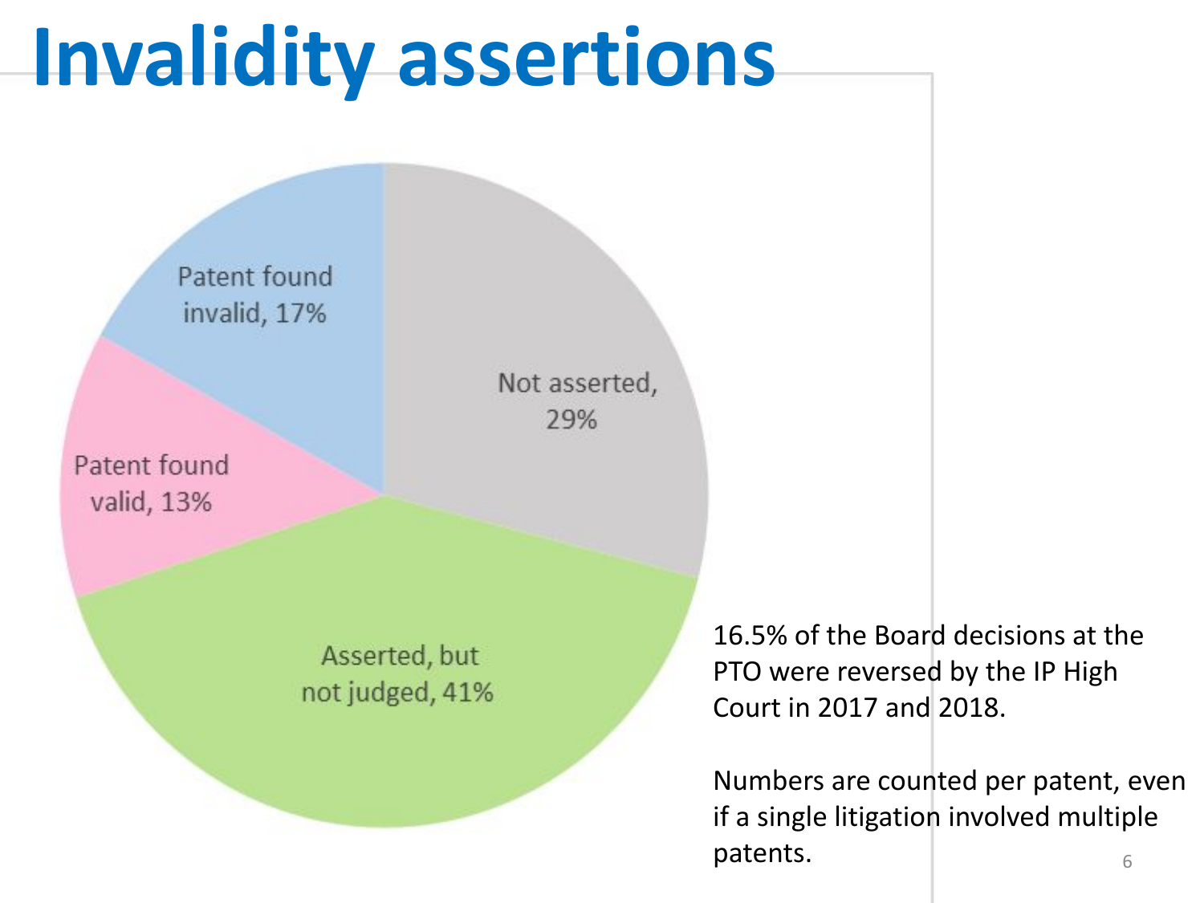# Invalidity assertions

| Category | Share |
|---|---|
| Not asserted | 29% |
| Asserted, but not judged | 41% |
| Patent found valid | 13% |
| Patent found invalid | 17% |

16.5% of the Board decisions at the PTO were reversed by the IP High Court in 2017 and 2018.

Numbers are counted per patent, even if a single litigation involved multiple patents.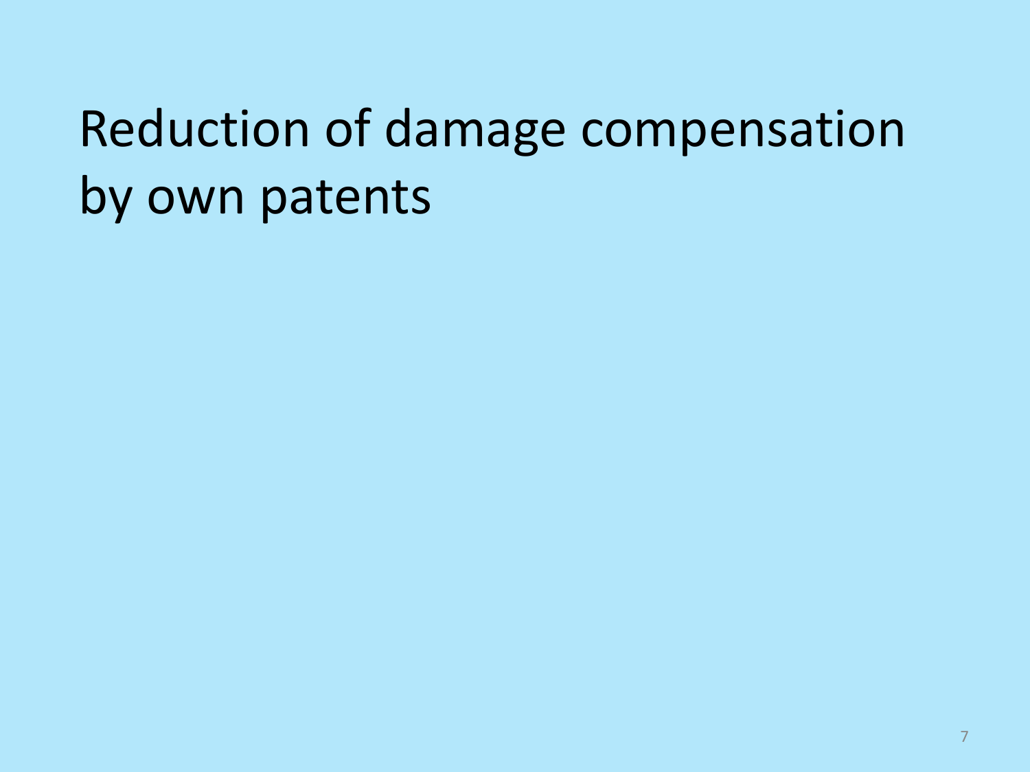# Reduction of damage compensation by own patents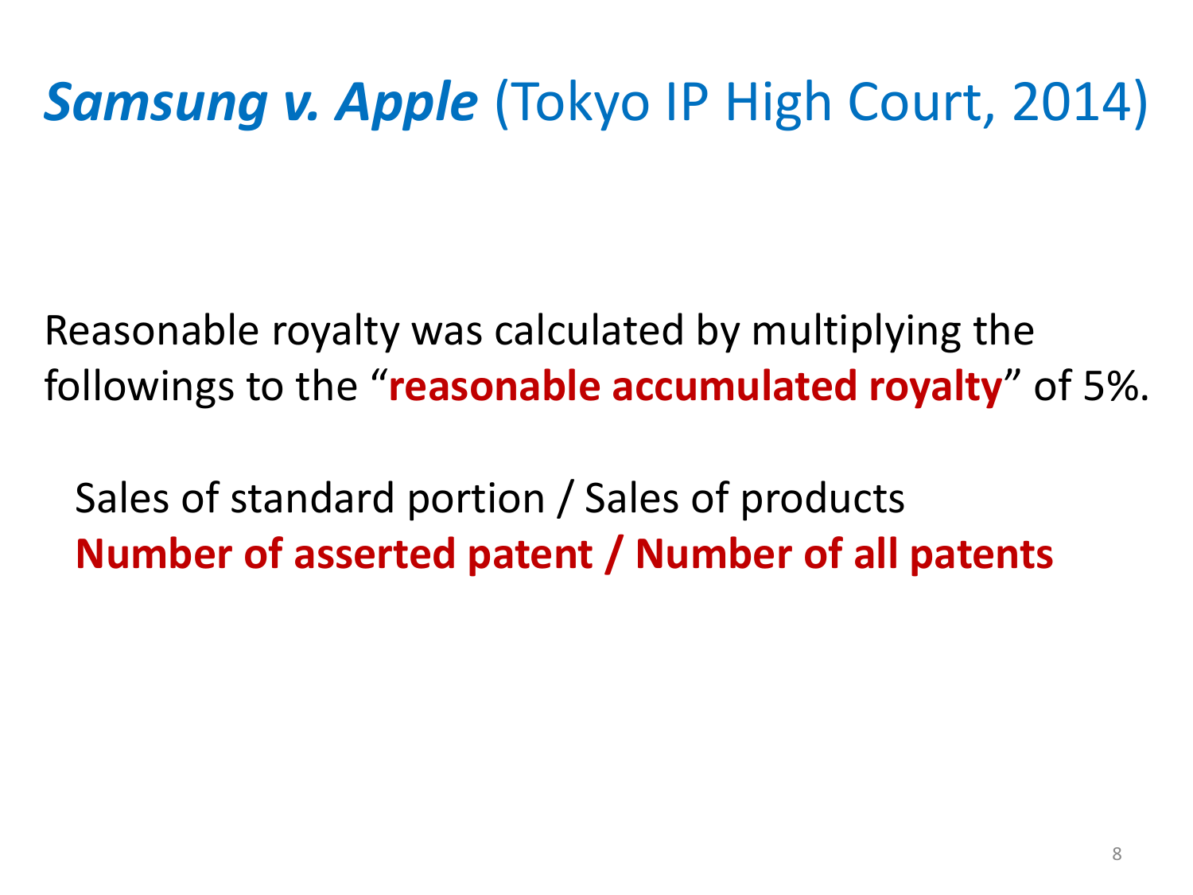# ***Samsung v. Apple*** (Tokyo IP High Court, 2014)

Reasonable royalty was calculated by multiplying the followings to the "**reasonable accumulated royalty**" of 5%.

Sales of standard portion / Sales of products
**Number of asserted patent / Number of all patents**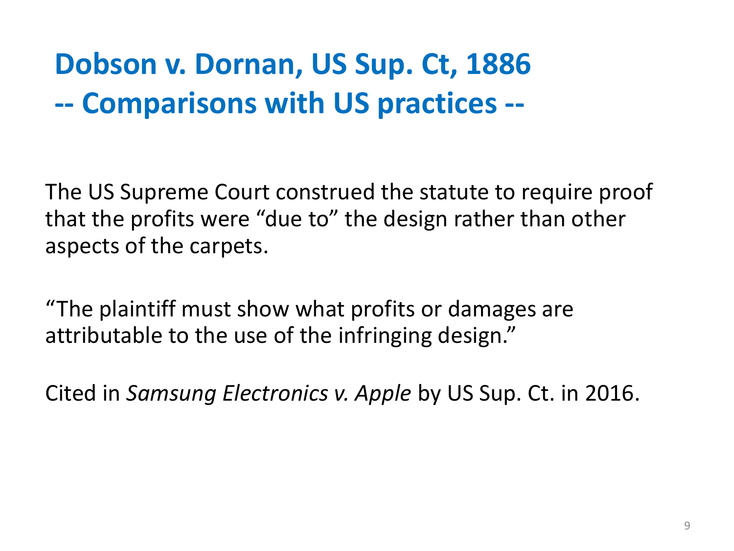# Dobson v. Dornan, US Sup. Ct, 1886
# -- Comparisons with US practices --

The US Supreme Court construed the statute to require proof that the profits were “due to” the design rather than other aspects of the carpets.

“The plaintiff must show what profits or damages are attributable to the use of the infringing design.”

Cited in *Samsung Electronics v. Apple* by US Sup. Ct. in 2016.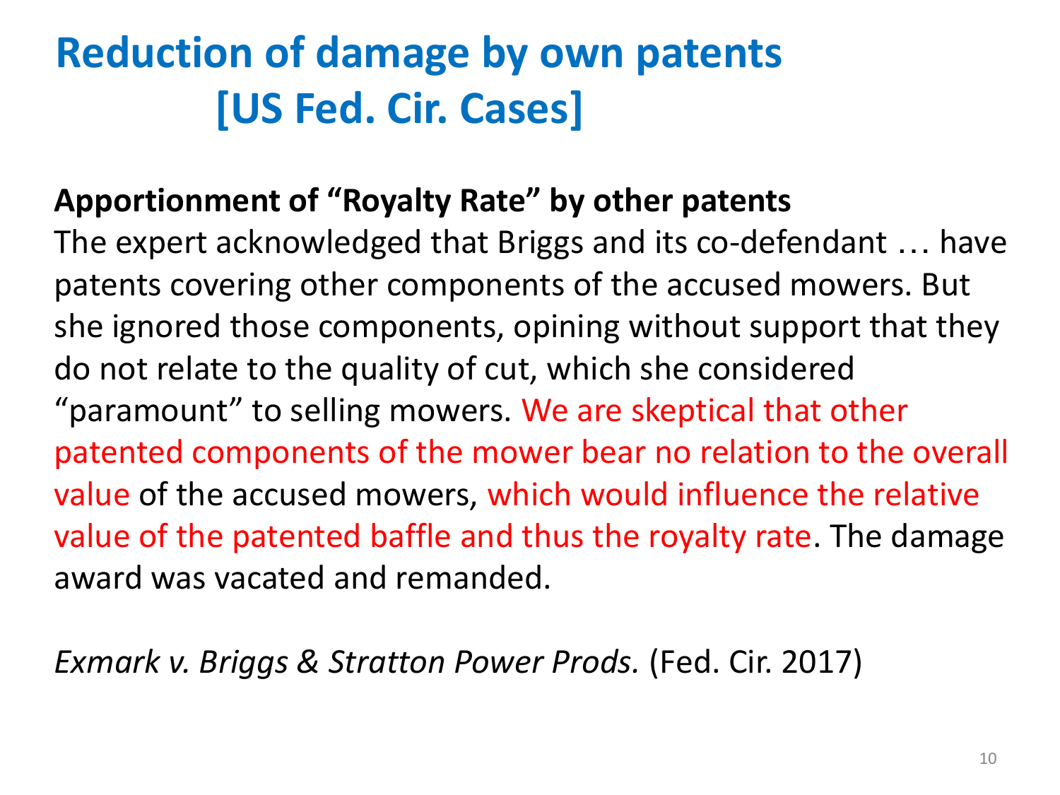# Reduction of damage by own patents [US Fed. Cir. Cases]

**Apportionment of "Royalty Rate" by other patents**

The expert acknowledged that Briggs and its co-defendant … have patents covering other components of the accused mowers. But she ignored those components, opining without support that they do not relate to the quality of cut, which she considered "paramount" to selling mowers. We are skeptical that other patented components of the mower bear no relation to the overall value of the accused mowers, which would influence the relative value of the patented baffle and thus the royalty rate. The damage award was vacated and remanded.

*Exmark v. Briggs & Stratton Power Prods.* (Fed. Cir. 2017)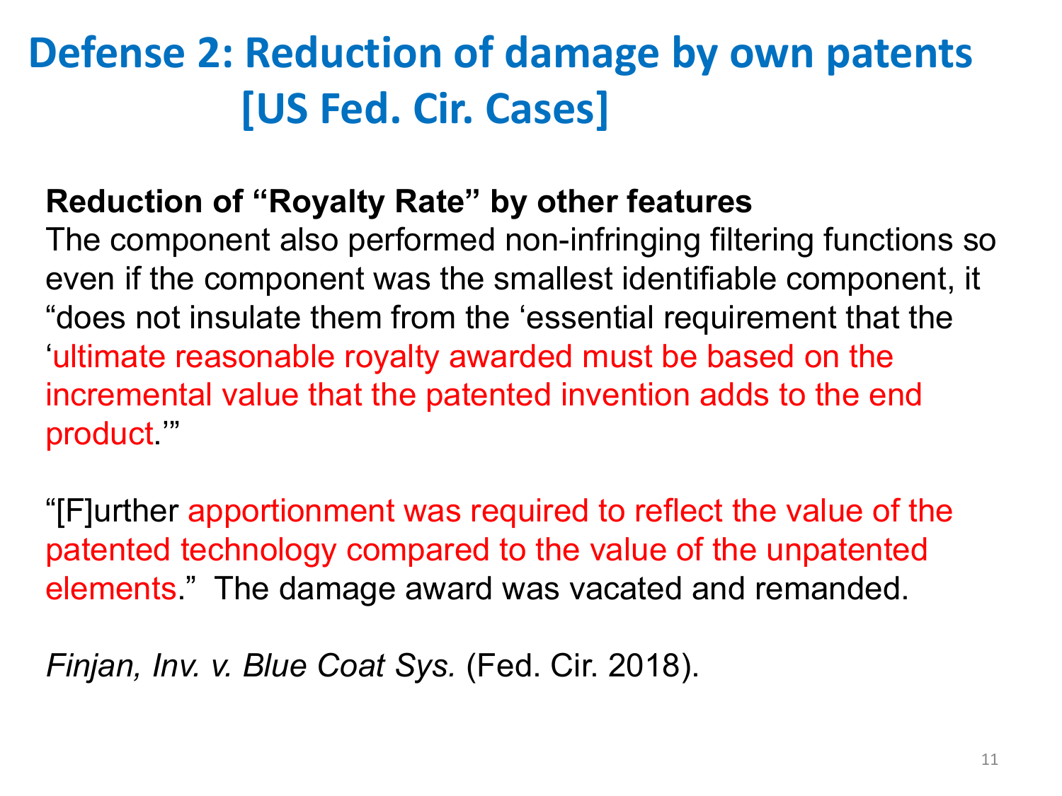# Defense 2: Reduction of damage by own patents [US Fed. Cir. Cases]

**Reduction of "Royalty Rate" by other features**

The component also performed non-infringing filtering functions so even if the component was the smallest identifiable component, it "does not insulate them from the 'essential requirement that the 'ultimate reasonable royalty awarded must be based on the incremental value that the patented invention adds to the end product.'"

"[F]urther apportionment was required to reflect the value of the patented technology compared to the value of the unpatented elements." The damage award was vacated and remanded.

*Finjan, Inv. v. Blue Coat Sys.* (Fed. Cir. 2018).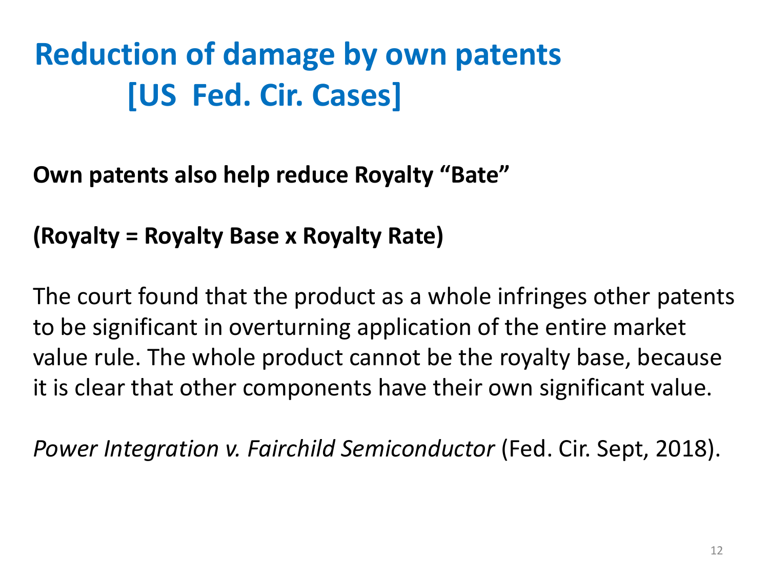# Reduction of damage by own patents [US Fed. Cir. Cases]

**Own patents also help reduce Royalty "Bate"**

**(Royalty = Royalty Base x Royalty Rate)**

The court found that the product as a whole infringes other patents to be significant in overturning application of the entire market value rule. The whole product cannot be the royalty base, because it is clear that other components have their own significant value.

*Power Integration v. Fairchild Semiconductor* (Fed. Cir. Sept, 2018).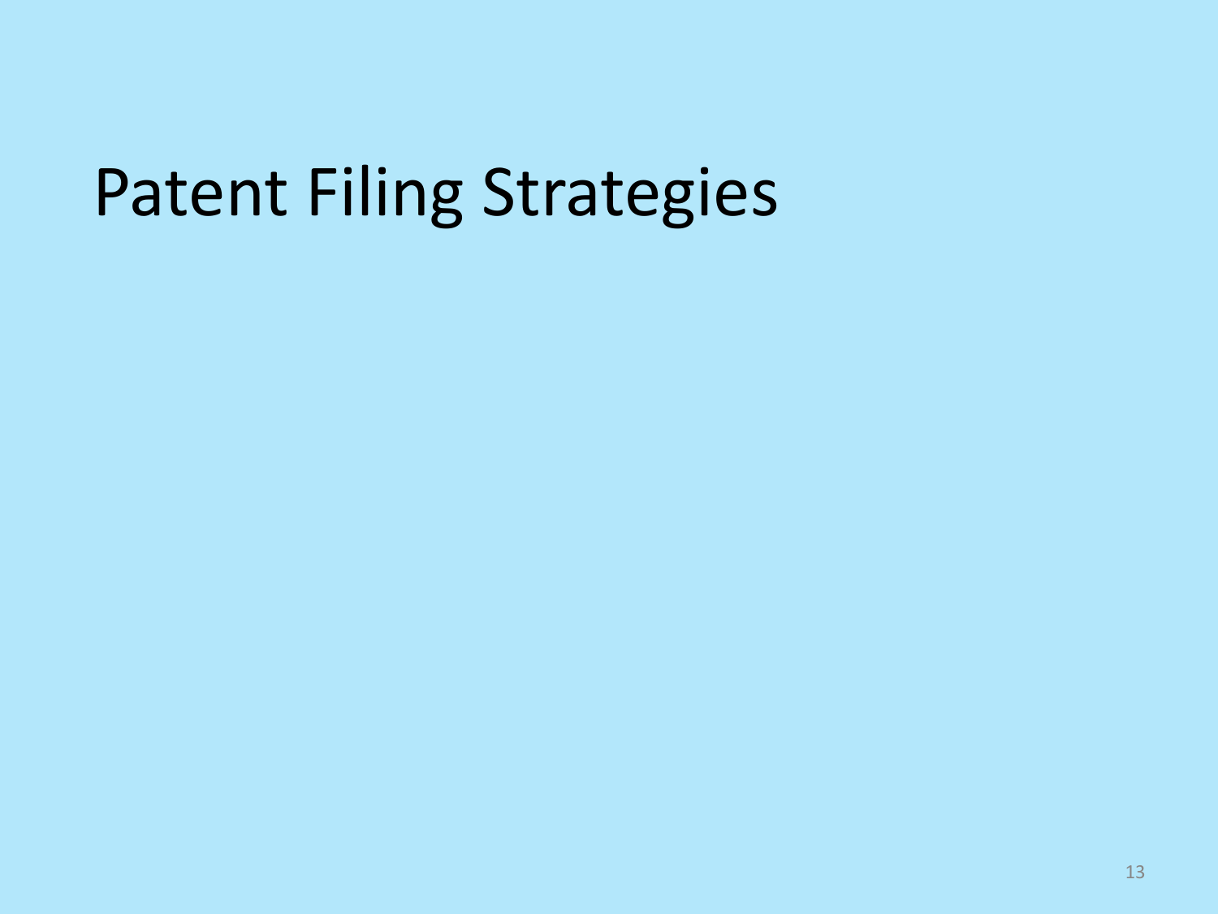# Patent Filing Strategies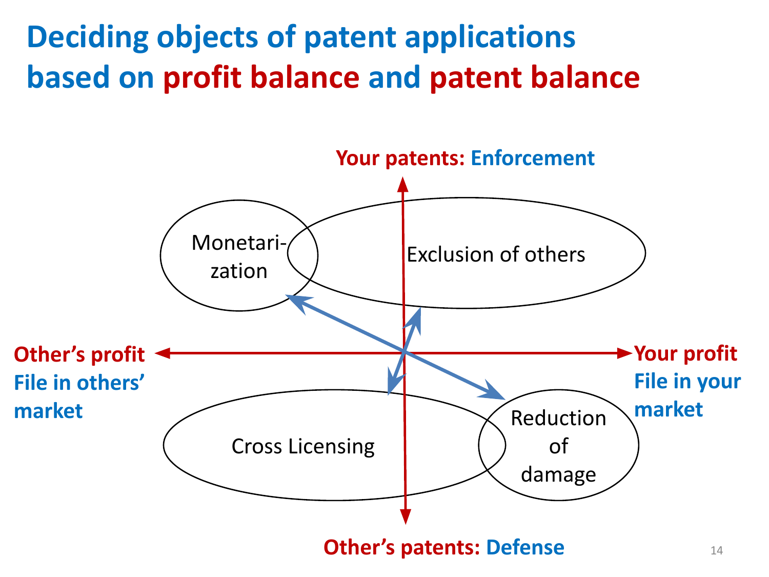# Deciding objects of patent applications based on profit balance and patent balance

**Your patents: Enforcement**

Monetari-zation

Exclusion of others

**Other's profit**
**File in others' market**

**Your profit**
**File in your market**

Cross Licensing

Reduction of damage

**Other's patents: Defense**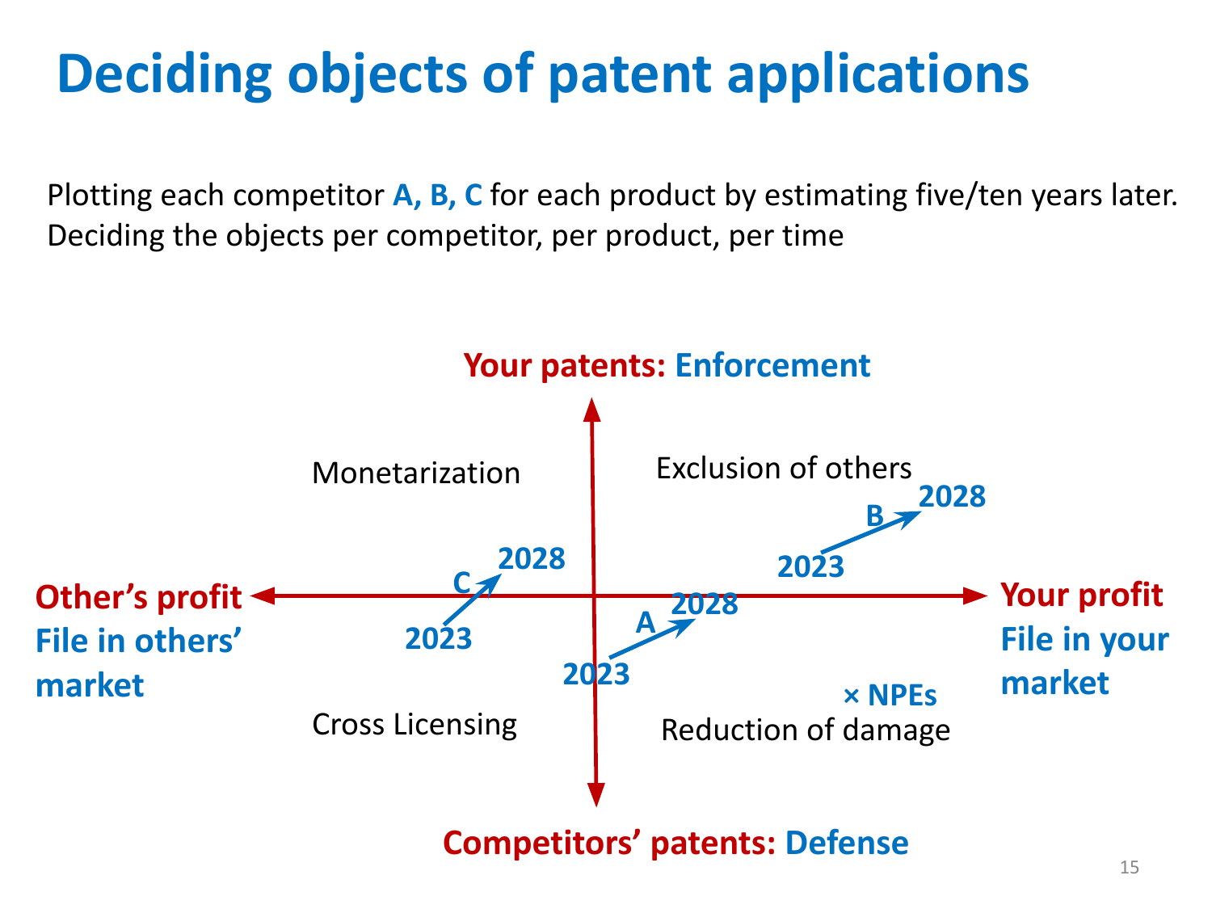# Deciding objects of patent applications

Plotting each competitor **A, B, C** for each product by estimating five/ten years later.
Deciding the objects per competitor, per product, per time

**Your patents: Enforcement**

Monetarization

Exclusion of others

B 2023 → 2028

**Other's profit**
**File in others' market**

C 2023 → 2028

A 2023 → 2028

**Your profit**
**File in your market**

× NPEs

Cross Licensing

Reduction of damage

**Competitors' patents: Defense**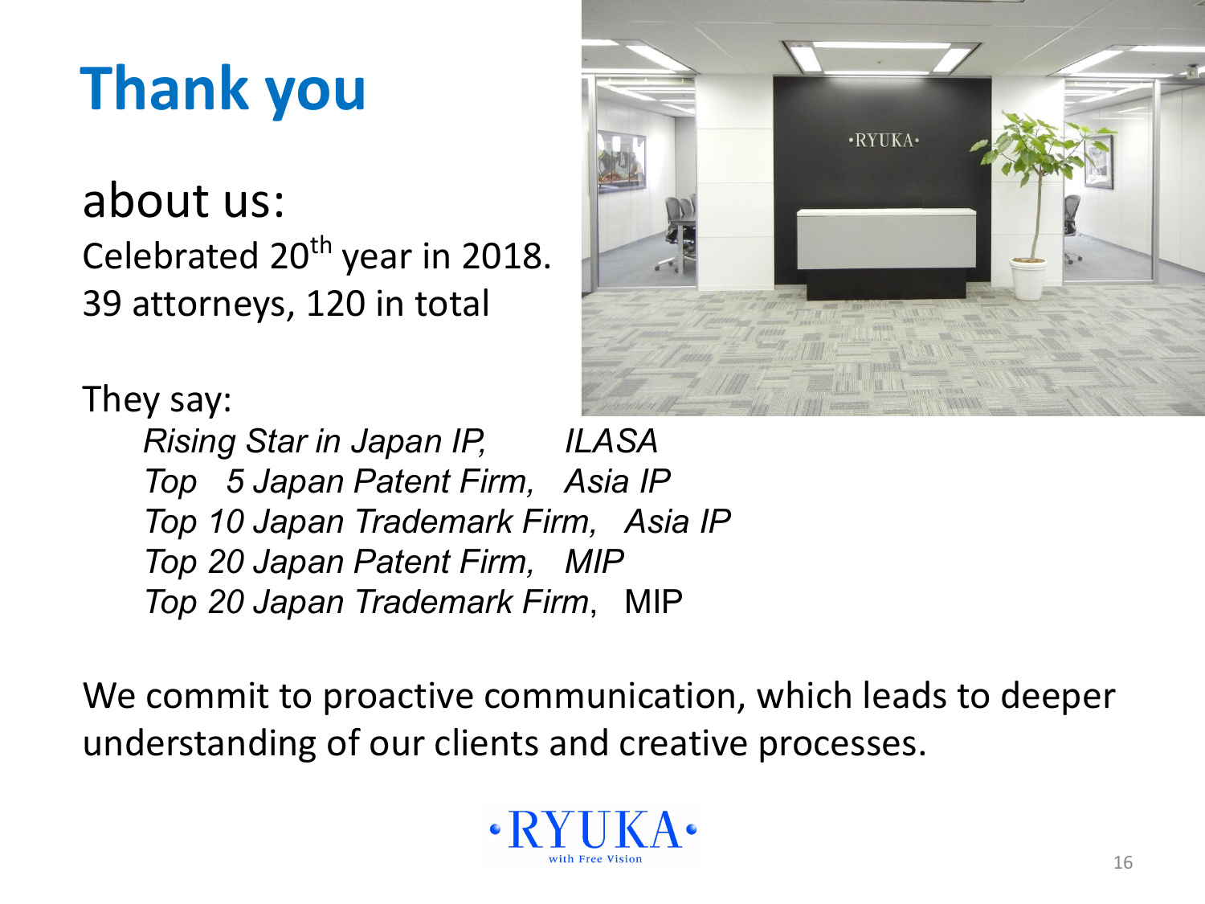# Thank you

## about us:

Celebrated 20th year in 2018.
39 attorneys, 120 in total

They say:

*Rising Star in Japan IP, ILASA*
*Top 5 Japan Patent Firm, Asia IP*
*Top 10 Japan Trademark Firm, Asia IP*
*Top 20 Japan Patent Firm, MIP*
*Top 20 Japan Trademark Firm*, MIP

We commit to proactive communication, which leads to deeper understanding of our clients and creative processes.

•RYUKA•
with Free Vision